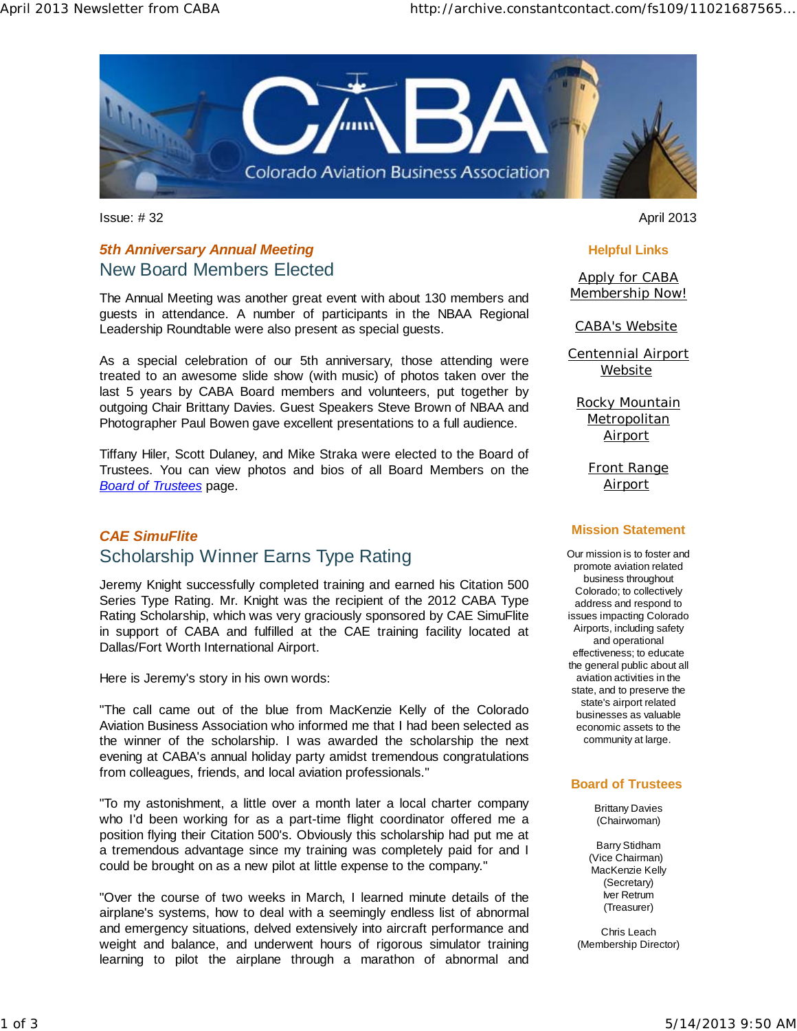Issue: # 32

April 2013

### *5th Anniversary Annual Meeting*

## New Board Members Elected

The Annual Meeting was another great event with about 130 members and guests in attendance. A number of participants in the NBAA Regional Leadership Roundtable were also present as special guests.

As a special celebration of our 5th anniversary, those attending were treated to an awesome slide show (with music) of photos taken over the last 5 years by CABA Board members and volunteers, put together by outgoing Chair Brittany Davies. Guest Speakers Steve Brown of NBAA and Photographer Paul Bowen gave excellent presentations to a full audience.

Tiffany Hiler, Scott Dulaney, and Mike Straka were elected to the Board of Trustees. You can view photos and bios of all Board Members on the *Board of Trustees* page.

### *CAE SimuFlite*

## Scholarship Winner Earns Type Rating

Jeremy Knight successfully completed training and earned his Citation 500 Series Type Rating. Mr. Knight was the recipient of the 2012 CABA Type Rating Scholarship, which was very graciously sponsored by CAE SimuFlite in support of CABA and fulfilled at the CAE training facility located at Dallas/Fort Worth International Airport.

Here is Jeremy's story in his own words:

"The call came out of the blue from MacKenzie Kelly of the Colorado Aviation Business Association who informed me that I had been selected as the winner of the scholarship. I was awarded the scholarship the next evening at CABA's annual holiday party amidst tremendous congratulations from colleagues, friends, and local aviation professionals."

"To my astonishment, a little over a month later a local charter company who I'd been working for as a part-time flight coordinator offered me a position flying their Citation 500's. Obviously this scholarship had put me at a tremendous advantage since my training was completely paid for and I could be brought on as a new pilot at little expense to the company."

"Over the course of two weeks in March, I learned minute details of the airplane's systems, how to deal with a seemingly endless list of abnormal and emergency situations, delved extensively into aircraft performance and weight and balance, and underwent hours of rigorous simulator training learning to pilot the airplane through a marathon of abnormal and

### Helpful Links

Apply for CABA Membership Now!

CABA's Website

Centennial Airport Website

Rocky Mountain Metropolitan Airport

Front Range Airport

### Mission Statement

Our mission is to foster and promote aviation related business throughout Colorado; to collectively address and respond to issues impacting Colorado Airports, including safety and operational effectiveness; to educate the general public about all aviation activities in the state, and to preserve the state's airport related businesses as valuable economic assets to the community at large.

### Board of Trustees

Brittany Davies
(Chairwoman)

Barry Stidham
(Vice Chairman)
MacKenzie Kelly
(Secretary)
Iver Retrum
(Treasurer)

Chris Leach
(Membership Director)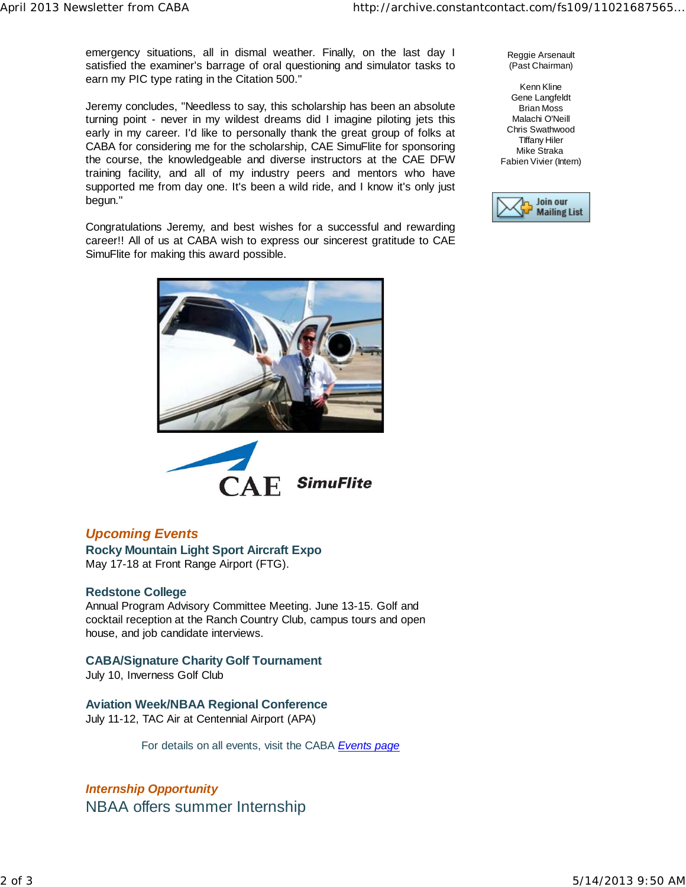emergency situations, all in dismal weather. Finally, on the last day I satisfied the examiner's barrage of oral questioning and simulator tasks to earn my PIC type rating in the Citation 500."

Jeremy concludes, "Needless to say, this scholarship has been an absolute turning point - never in my wildest dreams did I imagine piloting jets this early in my career. I'd like to personally thank the great group of folks at CABA for considering me for the scholarship, CAE SimuFlite for sponsoring the course, the knowledgeable and diverse instructors at the CAE DFW training facility, and all of my industry peers and mentors who have supported me from day one. It's been a wild ride, and I know it's only just begun."

Congratulations Jeremy, and best wishes for a successful and rewarding career!! All of us at CABA wish to express our sincerest gratitude to CAE SimuFlite for making this award possible.

Reggie Arsenault
(Past Chairman)

Kenn Kline
Gene Langfeldt
Brian Moss
Malachi O'Neill
Chris Swathwood
Tiffany Hiler
Mike Straka
Fabien Vivier (Intern)

Join our Mailing List

CAE SimuFlite

## *Upcoming Events*

### Rocky Mountain Light Sport Aircraft Expo

May 17-18 at Front Range Airport (FTG).

### Redstone College

Annual Program Advisory Committee Meeting. June 13-15. Golf and cocktail reception at the Ranch Country Club, campus tours and open house, and job candidate interviews.

### CABA/Signature Charity Golf Tournament

July 10, Inverness Golf Club

### Aviation Week/NBAA Regional Conference

July 11-12, TAC Air at Centennial Airport (APA)

For details on all events, visit the CABA *Events page*

## *Internship Opportunity*

## NBAA offers summer Internship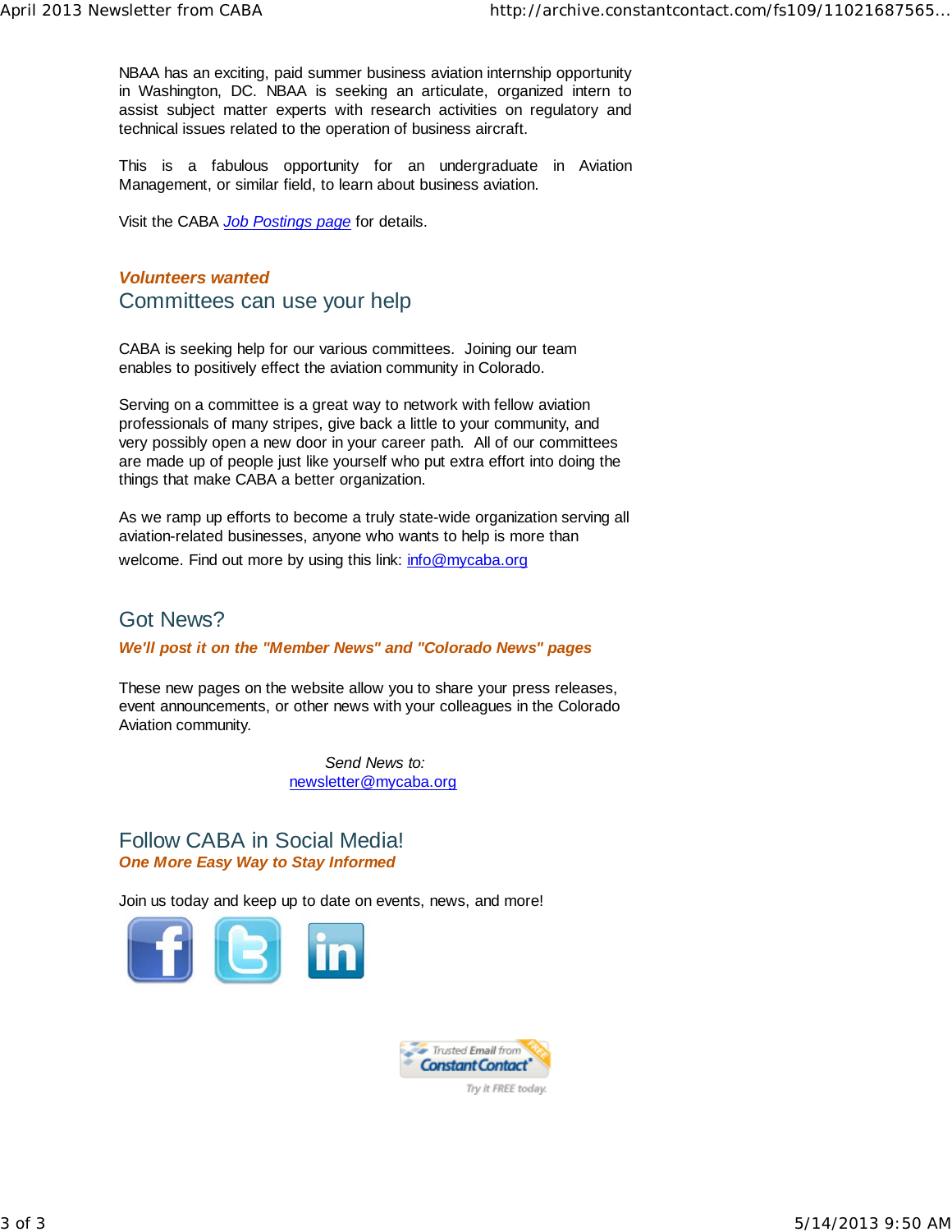NBAA has an exciting, paid summer business aviation internship opportunity in Washington, DC. NBAA is seeking an articulate, organized intern to assist subject matter experts with research activities on regulatory and technical issues related to the operation of business aircraft.

This is a fabulous opportunity for an undergraduate in Aviation Management, or similar field, to learn about business aviation.

Visit the CABA *Job Postings page* for details.

***Volunteers wanted***

## Committees can use your help

CABA is seeking help for our various committees. Joining our team enables to positively effect the aviation community in Colorado.

Serving on a committee is a great way to network with fellow aviation professionals of many stripes, give back a little to your community, and very possibly open a new door in your career path. All of our committees are made up of people just like yourself who put extra effort into doing the things that make CABA a better organization.

As we ramp up efforts to become a truly state-wide organization serving all aviation-related businesses, anyone who wants to help is more than welcome. Find out more by using this link: info@mycaba.org

## Got News?

***We'll post it on the "Member News" and "Colorado News" pages***

These new pages on the website allow you to share your press releases, event announcements, or other news with your colleagues in the Colorado Aviation community.

*Send News to:*
newsletter@mycaba.org

## Follow CABA in Social Media!

***One More Easy Way to Stay Informed***

Join us today and keep up to date on events, news, and more!

Trusted Email from Constant Contact
Try it FREE today.